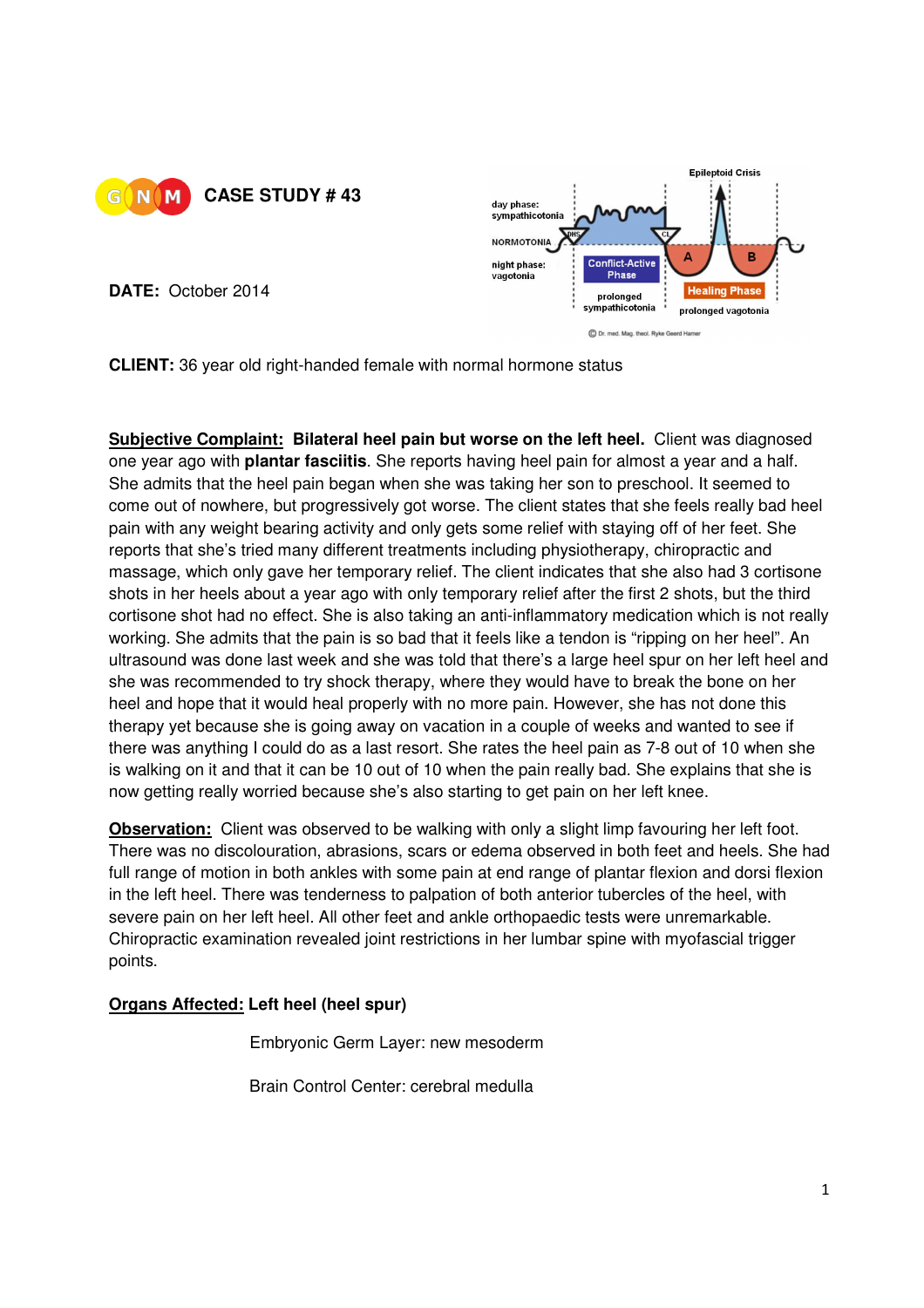# CASE STUDY # 43

**DATE:** October 2014

**CLIENT:** 36 year old right-handed female with normal hormone status

**Subjective Complaint:** **Bilateral heel pain but worse on the left heel.** Client was diagnosed one year ago with **plantar fasciitis**. She reports having heel pain for almost a year and a half. She admits that the heel pain began when she was taking her son to preschool. It seemed to come out of nowhere, but progressively got worse. The client states that she feels really bad heel pain with any weight bearing activity and only gets some relief with staying off of her feet. She reports that she's tried many different treatments including physiotherapy, chiropractic and massage, which only gave her temporary relief. The client indicates that she also had 3 cortisone shots in her heels about a year ago with only temporary relief after the first 2 shots, but the third cortisone shot had no effect. She is also taking an anti-inflammatory medication which is not really working. She admits that the pain is so bad that it feels like a tendon is "ripping on her heel". An ultrasound was done last week and she was told that there's a large heel spur on her left heel and she was recommended to try shock therapy, where they would have to break the bone on her heel and hope that it would heal properly with no more pain. However, she has not done this therapy yet because she is going away on vacation in a couple of weeks and wanted to see if there was anything I could do as a last resort. She rates the heel pain as 7-8 out of 10 when she is walking on it and that it can be 10 out of 10 when the pain really bad. She explains that she is now getting really worried because she's also starting to get pain on her left knee.

**Observation:** Client was observed to be walking with only a slight limp favouring her left foot. There was no discolouration, abrasions, scars or edema observed in both feet and heels. She had full range of motion in both ankles with some pain at end range of plantar flexion and dorsi flexion in the left heel. There was tenderness to palpation of both anterior tubercles of the heel, with severe pain on her left heel. All other feet and ankle orthopaedic tests were unremarkable. Chiropractic examination revealed joint restrictions in her lumbar spine with myofascial trigger points.

**Organs Affected:** **Left heel (heel spur)**

Embryonic Germ Layer: new mesoderm

Brain Control Center: cerebral medulla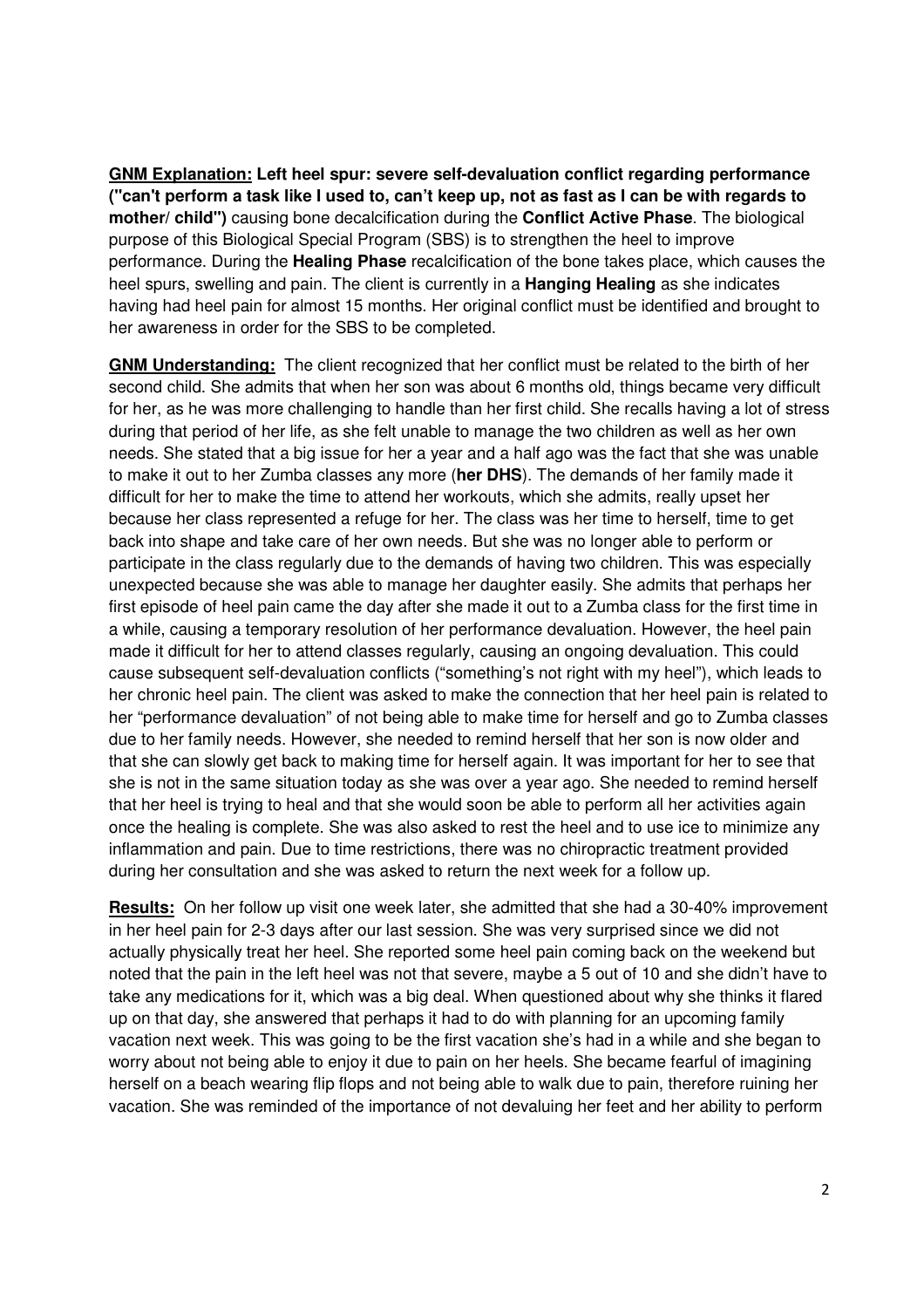**GNM Explanation:** **Left heel spur: severe self-devaluation conflict regarding performance ("can't perform a task like I used to, can't keep up, not as fast as I can be with regards to mother/ child")** causing bone decalcification during the **Conflict Active Phase**. The biological purpose of this Biological Special Program (SBS) is to strengthen the heel to improve performance. During the **Healing Phase** recalcification of the bone takes place, which causes the heel spurs, swelling and pain. The client is currently in a **Hanging Healing** as she indicates having had heel pain for almost 15 months. Her original conflict must be identified and brought to her awareness in order for the SBS to be completed.

**GNM Understanding:** The client recognized that her conflict must be related to the birth of her second child. She admits that when her son was about 6 months old, things became very difficult for her, as he was more challenging to handle than her first child. She recalls having a lot of stress during that period of her life, as she felt unable to manage the two children as well as her own needs. She stated that a big issue for her a year and a half ago was the fact that she was unable to make it out to her Zumba classes any more (**her DHS**). The demands of her family made it difficult for her to make the time to attend her workouts, which she admits, really upset her because her class represented a refuge for her. The class was her time to herself, time to get back into shape and take care of her own needs. But she was no longer able to perform or participate in the class regularly due to the demands of having two children. This was especially unexpected because she was able to manage her daughter easily. She admits that perhaps her first episode of heel pain came the day after she made it out to a Zumba class for the first time in a while, causing a temporary resolution of her performance devaluation. However, the heel pain made it difficult for her to attend classes regularly, causing an ongoing devaluation. This could cause subsequent self-devaluation conflicts ("something's not right with my heel"), which leads to her chronic heel pain. The client was asked to make the connection that her heel pain is related to her "performance devaluation" of not being able to make time for herself and go to Zumba classes due to her family needs. However, she needed to remind herself that her son is now older and that she can slowly get back to making time for herself again. It was important for her to see that she is not in the same situation today as she was over a year ago. She needed to remind herself that her heel is trying to heal and that she would soon be able to perform all her activities again once the healing is complete. She was also asked to rest the heel and to use ice to minimize any inflammation and pain. Due to time restrictions, there was no chiropractic treatment provided during her consultation and she was asked to return the next week for a follow up.

**Results:** On her follow up visit one week later, she admitted that she had a 30-40% improvement in her heel pain for 2-3 days after our last session. She was very surprised since we did not actually physically treat her heel. She reported some heel pain coming back on the weekend but noted that the pain in the left heel was not that severe, maybe a 5 out of 10 and she didn't have to take any medications for it, which was a big deal. When questioned about why she thinks it flared up on that day, she answered that perhaps it had to do with planning for an upcoming family vacation next week. This was going to be the first vacation she's had in a while and she began to worry about not being able to enjoy it due to pain on her heels. She became fearful of imagining herself on a beach wearing flip flops and not being able to walk due to pain, therefore ruining her vacation. She was reminded of the importance of not devaluing her feet and her ability to perform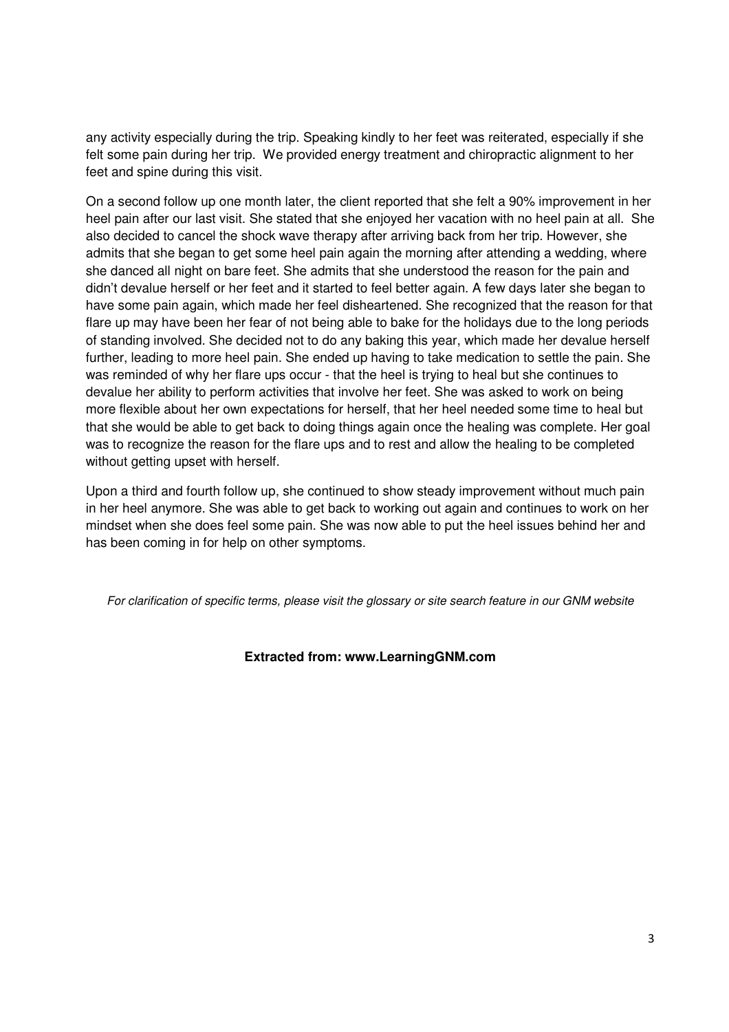any activity especially during the trip. Speaking kindly to her feet was reiterated, especially if she felt some pain during her trip. We provided energy treatment and chiropractic alignment to her feet and spine during this visit.

On a second follow up one month later, the client reported that she felt a 90% improvement in her heel pain after our last visit. She stated that she enjoyed her vacation with no heel pain at all. She also decided to cancel the shock wave therapy after arriving back from her trip. However, she admits that she began to get some heel pain again the morning after attending a wedding, where she danced all night on bare feet. She admits that she understood the reason for the pain and didn't devalue herself or her feet and it started to feel better again. A few days later she began to have some pain again, which made her feel disheartened. She recognized that the reason for that flare up may have been her fear of not being able to bake for the holidays due to the long periods of standing involved. She decided not to do any baking this year, which made her devalue herself further, leading to more heel pain. She ended up having to take medication to settle the pain. She was reminded of why her flare ups occur - that the heel is trying to heal but she continues to devalue her ability to perform activities that involve her feet. She was asked to work on being more flexible about her own expectations for herself, that her heel needed some time to heal but that she would be able to get back to doing things again once the healing was complete. Her goal was to recognize the reason for the flare ups and to rest and allow the healing to be completed without getting upset with herself.

Upon a third and fourth follow up, she continued to show steady improvement without much pain in her heel anymore. She was able to get back to working out again and continues to work on her mindset when she does feel some pain. She was now able to put the heel issues behind her and has been coming in for help on other symptoms.

*For clarification of specific terms, please visit the glossary or site search feature in our GNM website*

**Extracted from: www.LearningGNM.com**